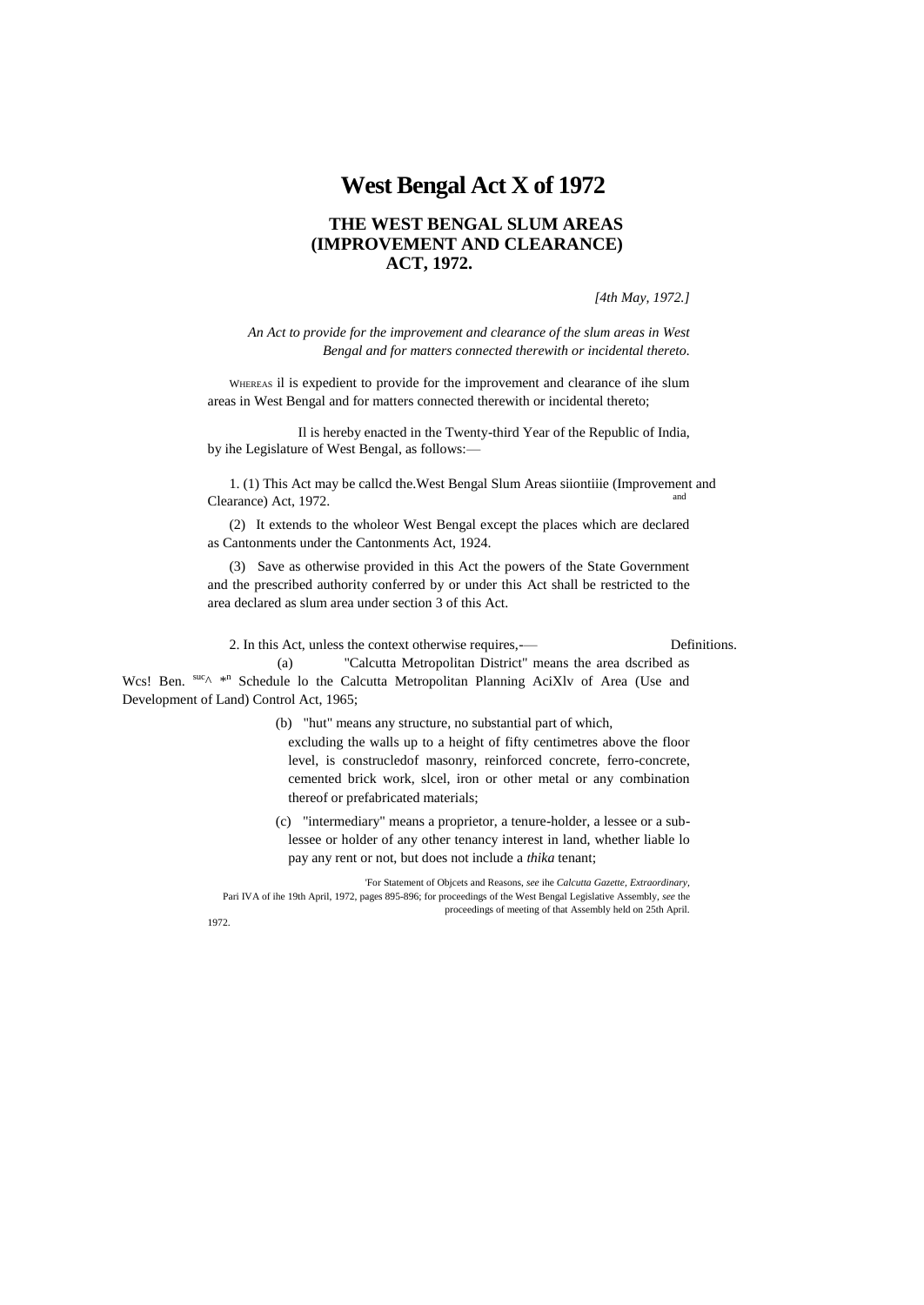# West Bengal Act X of 1972

## THE WEST BENGAL SLUM AREAS (IMPROVEMENT AND CLEARANCE) ACT, 1972.

*[4th May, 1972.]*

*An Act to provide for the improvement and clearance of the slum areas in West Bengal and for matters connected therewith or incidental thereto.*

WHEREAS il is expedient to provide for the improvement and clearance of ihe slum areas in West Bengal and for matters connected therewith or incidental thereto;

Il is hereby enacted in the Twenty-third Year of the Republic of India, by ihe Legislature of West Bengal, as follows:—

1. (1) This Act may be callcd the.West Bengal Slum Areas siiontiiie (Improvement and Clearance) Act, 1972. and

(2) It extends to the wholeor West Bengal except the places which are declared as Cantonments under the Cantonments Act, 1924.

(3) Save as otherwise provided in this Act the powers of the State Government and the prescribed authority conferred by or under this Act shall be restricted to the area declared as slum area under section 3 of this Act.

2. In this Act, unless the context otherwise requires,-— Definitions.

(a) "Calcutta Metropolitan District" means the area dscribed as Wcs! Ben. suc^ *n Schedule lo the Calcutta Metropolitan Planning AciXlv of Area (Use and Development of Land) Control Act, 1965;

(b) "hut" means any structure, no substantial part of which, excluding the walls up to a height of fifty centimetres above the floor level, is construcledof masonry, reinforced concrete, ferro-concrete, cemented brick work, slcel, iron or other metal or any combination thereof or prefabricated materials;

(c) "intermediary" means a proprietor, a tenure-holder, a lessee or a sub-lessee or holder of any other tenancy interest in land, whether liable lo pay any rent or not, but does not include a *thika* tenant;

'For Statement of Objcets and Reasons, *see* ihe *Calcutta Gazette, Extraordinary,* Pari IVA of ihe 19th April, 1972, pages 895-896; for proceedings of the West Bengal Legislative Assembly, *see* the proceedings of meeting of that Assembly held on 25th April. 1972.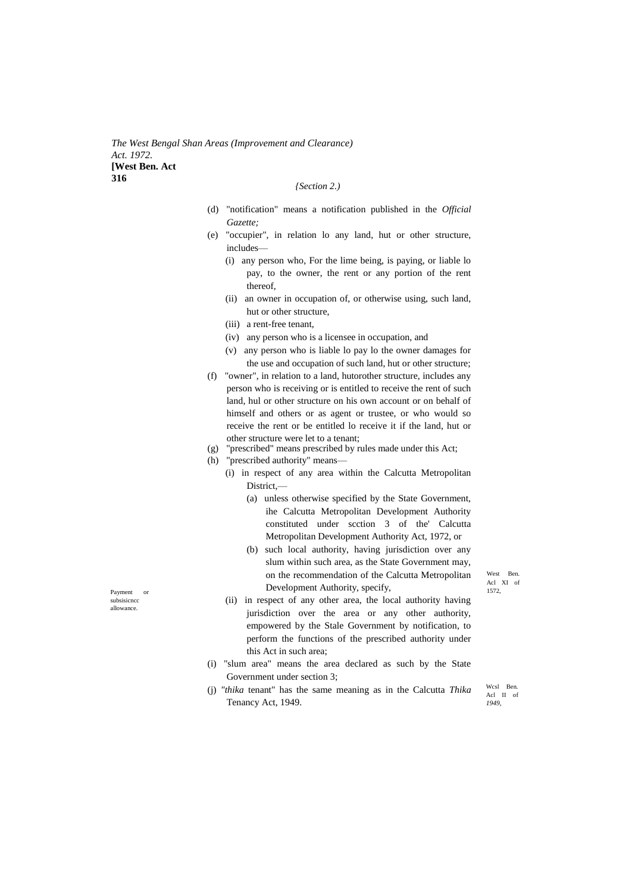*{Section 2.)*

(d) "notification" means a notification published in the *Official Gazette;*

(e) "occupier", in relation lo any land, hut or other structure, includes—

   (i) any person who, For the lime being, is paying, or liable lo pay, to the owner, the rent or any portion of the rent thereof,

   (ii) an owner in occupation of, or otherwise using, such land, hut or other structure,

   (iii) a rent-free tenant,

   (iv) any person who is a licensee in occupation, and

   (v) any person who is liable lo pay lo the owner damages for the use and occupation of such land, hut or other structure;

(f) "owner", in relation to a land, hutorother structure, includes any person who is receiving or is entitled to receive the rent of such land, hul or other structure on his own account or on behalf of himself and others or as agent or trustee, or who would so receive the rent or be entitled lo receive it if the land, hut or other structure were let to a tenant;

(g) "prescribed" means prescribed by rules made under this Act;

(h) "prescribed authority" means—

   (i) in respect of any area within the Calcutta Metropolitan District,—

      (a) unless otherwise specified by the State Government, ihe Calcutta Metropolitan Development Authority constituted under scction 3 of the' Calcutta Metropolitan Development Authority Act, 1972, or

      (b) such local authority, having jurisdiction over any slum within such area, as the State Government may, on the recommendation of the Calcutta Metropolitan Development Authority, specify,

West Ben. Acl XI of 1572,

Payment or subsisicncc allowance.

   (ii) in respect of any other area, the local authority having jurisdiction over the area or any other authority, empowered by the Stale Government by notification, to perform the functions of the prescribed authority under this Act in such area;

(i) "slum area" means the area declared as such by the State Government under section 3;

(j) *"thika* tenant" has the same meaning as in the Calcutta *Thika* Tenancy Act, 1949.

Wcsl Ben. Acl II of *1949,*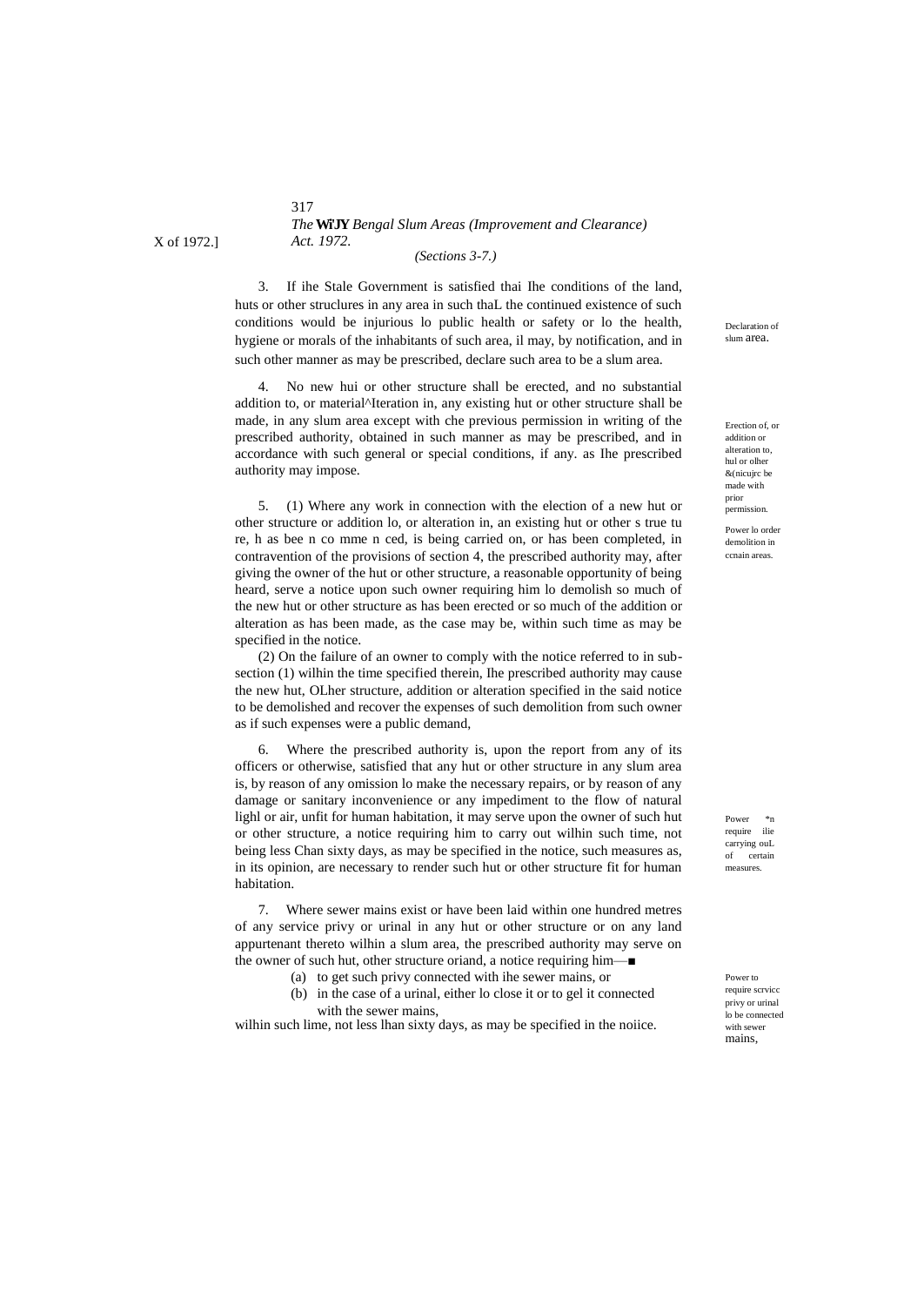*(Sections 3-7.)*

Declaration of slum area.

3. If ihe Stale Government is satisfied thai Ihe conditions of the land, huts or other struclures in any area in such thaL the continued existence of such conditions would be injurious lo public health or safety or lo the health, hygiene or morals of the inhabitants of such area, il may, by notification, and in such other manner as may be prescribed, declare such area to be a slum area.

Erection of, or addition or alteration to, hul or olher &(nicujrc be made with prior permission.

4. No new hui or other structure shall be erected, and no substantial addition to, or material^Iteration in, any existing hut or other structure shall be made, in any slum area except with che previous permission in writing of the prescribed authority, obtained in such manner as may be prescribed, and in accordance with such general or special conditions, if any. as Ihe prescribed authority may impose.

Power lo order demolition in ccnain areas.

5. (1) Where any work in connection with the election of a new hut or other structure or addition lo, or alteration in, an existing hut or other s true tu re, h as bee n co mme n ced, is being carried on, or has been completed, in contravention of the provisions of section 4, the prescribed authority may, after giving the owner of the hut or other structure, a reasonable opportunity of being heard, serve a notice upon such owner requiring him lo demolish so much of the new hut or other structure as has been erected or so much of the addition or alteration as has been made, as the case may be, within such time as may be specified in the notice.

(2) On the failure of an owner to comply with the notice referred to in sub-section (1) wilhin the time specified therein, Ihe prescribed authority may cause the new hut, OLher structure, addition or alteration specified in the said notice to be demolished and recover the expenses of such demolition from such owner as if such expenses were a public demand,

Power *n require ilie carrying ouL of certain measures.

6. Where the prescribed authority is, upon the report from any of its officers or otherwise, satisfied that any hut or other structure in any slum area is, by reason of any omission lo make the necessary repairs, or by reason of any damage or sanitary inconvenience or any impediment to the flow of natural lighl or air, unfit for human habitation, it may serve upon the owner of such hut or other structure, a notice requiring him to carry out wilhin such time, not being less Chan sixty days, as may be specified in the notice, such measures as, in its opinion, are necessary to render such hut or other structure fit for human habitation.

Power to require scrvicc privy or urinal lo be connected with sewer mains,

7. Where sewer mains exist or have been laid within one hundred metres of any service privy or urinal in any hut or other structure or on any land appurtenant thereto wilhin a slum area, the prescribed authority may serve on the owner of such hut, other structure oriand, a notice requiring him—■

(a) to get such privy connected with ihe sewer mains, or

(b) in the case of a urinal, either lo close it or to gel it connected with the sewer mains,

wilhin such lime, not less lhan sixty days, as may be specified in the noiice.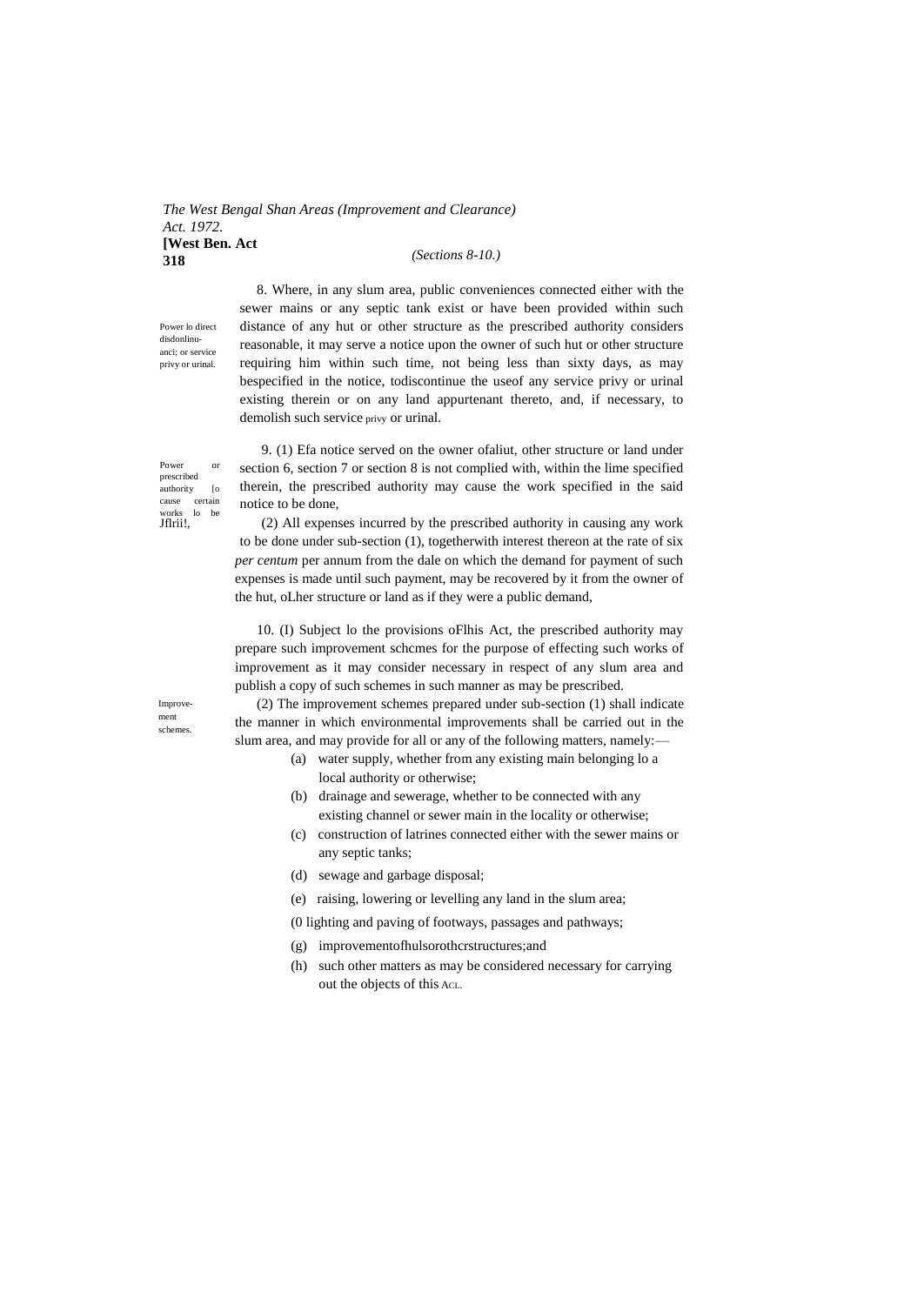8. Where, in any slum area, public conveniences connected either with the sewer mains or any septic tank exist or have been provided within such distance of any hut or other structure as the prescribed authority considers reasonable, it may serve a notice upon the owner of such hut or other structure requiring him within such time, not being less than sixty days, as may bespecified in the notice, todiscontinue the useof any service privy or urinal existing therein or on any land appurtenant thereto, and, if necessary, to demolish such service privy or urinal.

Power lo direct disdonlinu-anci; or service privy or urinal.

9. (1) Efa notice served on the owner ofaliut, other structure or land under section 6, section 7 or section 8 is not complied with, within the lime specified therein, the prescribed authority may cause the work specified in the said notice to be done,

Power or prescribed authority [o cause certain works lo be Jflrii!,

(2) All expenses incurred by the prescribed authority in causing any work to be done under sub-section (1), togetherwith interest thereon at the rate of six *per centum* per annum from the dale on which the demand for payment of such expenses is made until such payment, may be recovered by it from the owner of the hut, oLher structure or land as if they were a public demand,

10. (I) Subject lo the provisions oFlhis Act, the prescribed authority may prepare such improvement schcmes for the purpose of effecting such works of improvement as it may consider necessary in respect of any slum area and publish a copy of such schemes in such manner as may be prescribed.

Improve-ment schemes.

(2) The improvement schemes prepared under sub-section (1) shall indicate the manner in which environmental improvements shall be carried out in the slum area, and may provide for all or any of the following matters, namely:—

(a) water supply, whether from any existing main belonging lo a local authority or otherwise;

(b) drainage and sewerage, whether to be connected with any existing channel or sewer main in the locality or otherwise;

(c) construction of latrines connected either with the sewer mains or any septic tanks;

(d) sewage and garbage disposal;

(e) raising, lowering or levelling any land in the slum area;

(0 lighting and paving of footways, passages and pathways;

(g) improvementofhulsorothcrstructures;and

(h) such other matters as may be considered necessary for carrying out the objects of this ACL.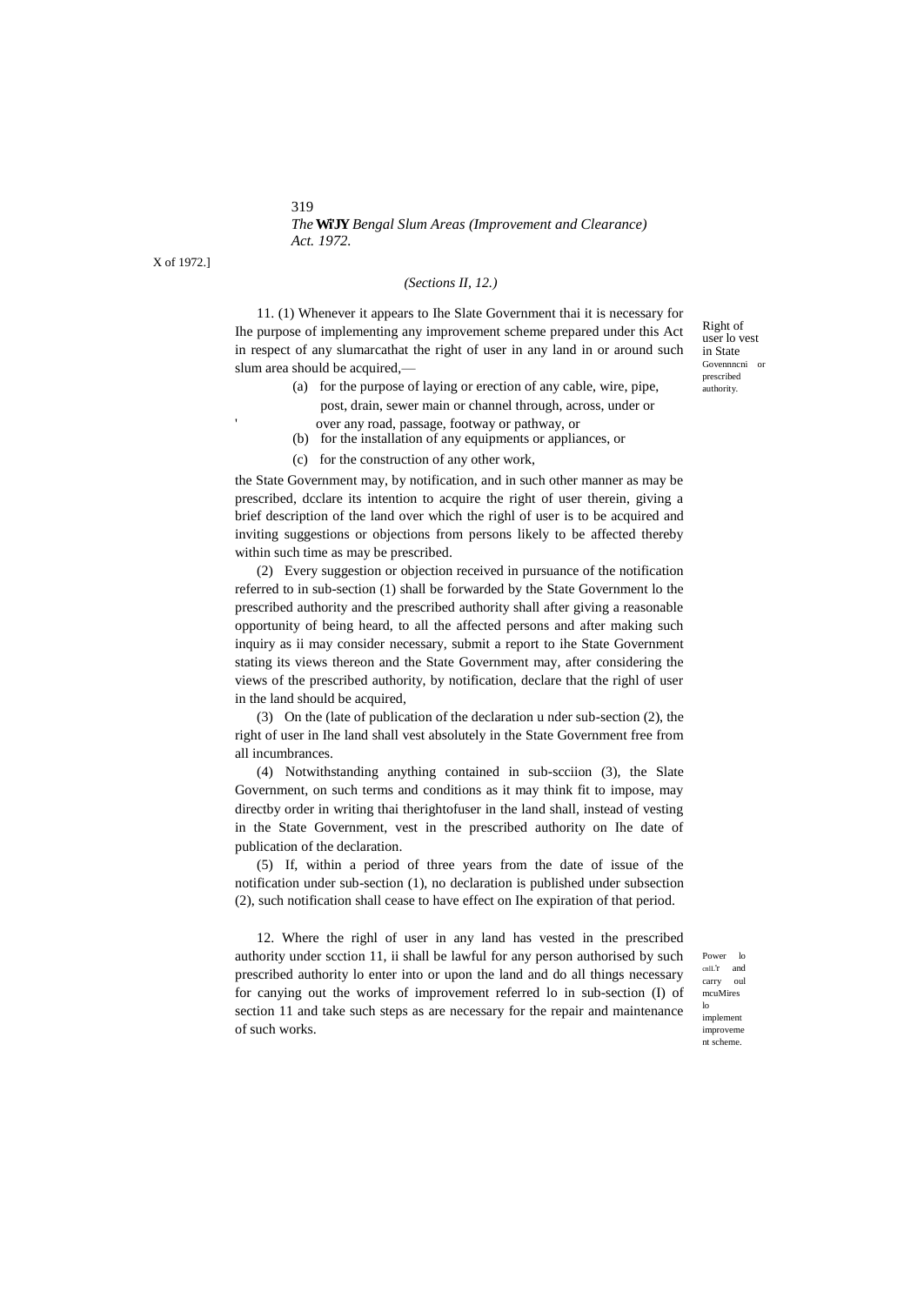*(Sections II, 12.)*

**Right of user lo vest in State Govennncni or prescribed authority.**

11. (1) Whenever it appears to Ihe Slate Government thai it is necessary for Ihe purpose of implementing any improvement scheme prepared under this Act in respect of any slumarcathat the right of user in any land in or around such slum area should be acquired,—

(a) for the purpose of laying or erection of any cable, wire, pipe, post, drain, sewer main or channel through, across, under or over any road, passage, footway or pathway, or

(b) for the installation of any equipments or appliances, or

(c) for the construction of any other work,

the State Government may, by notification, and in such other manner as may be prescribed, dcclare its intention to acquire the right of user therein, giving a brief description of the land over which the righl of user is to be acquired and inviting suggestions or objections from persons likely to be affected thereby within such time as may be prescribed.

(2) Every suggestion or objection received in pursuance of the notification referred to in sub-section (1) shall be forwarded by the State Government lo the prescribed authority and the prescribed authority shall after giving a reasonable opportunity of being heard, to all the affected persons and after making such inquiry as ii may consider necessary, submit a report to ihe State Government stating its views thereon and the State Government may, after considering the views of the prescribed authority, by notification, declare that the righl of user in the land should be acquired,

(3) On the (late of publication of the declaration u nder sub-section (2), the right of user in Ihe land shall vest absolutely in the State Government free from all incumbrances.

(4) Notwithstanding anything contained in sub-scciion (3), the Slate Government, on such terms and conditions as it may think fit to impose, may directby order in writing thai therightofuser in the land shall, instead of vesting in the State Government, vest in the prescribed authority on Ihe date of publication of the declaration.

(5) If, within a period of three years from the date of issue of the notification under sub-section (1), no declaration is published under subsection (2), such notification shall cease to have effect on Ihe expiration of that period.

**Power lo cnli.'r and carry oul mcuMires lo implement improvement scheme.**

12. Where the righl of user in any land has vested in the prescribed authority under scction 11, ii shall be lawful for any person authorised by such prescribed authority lo enter into or upon the land and do all things necessary for canying out the works of improvement referred lo in sub-section (I) of section 11 and take such steps as are necessary for the repair and maintenance of such works.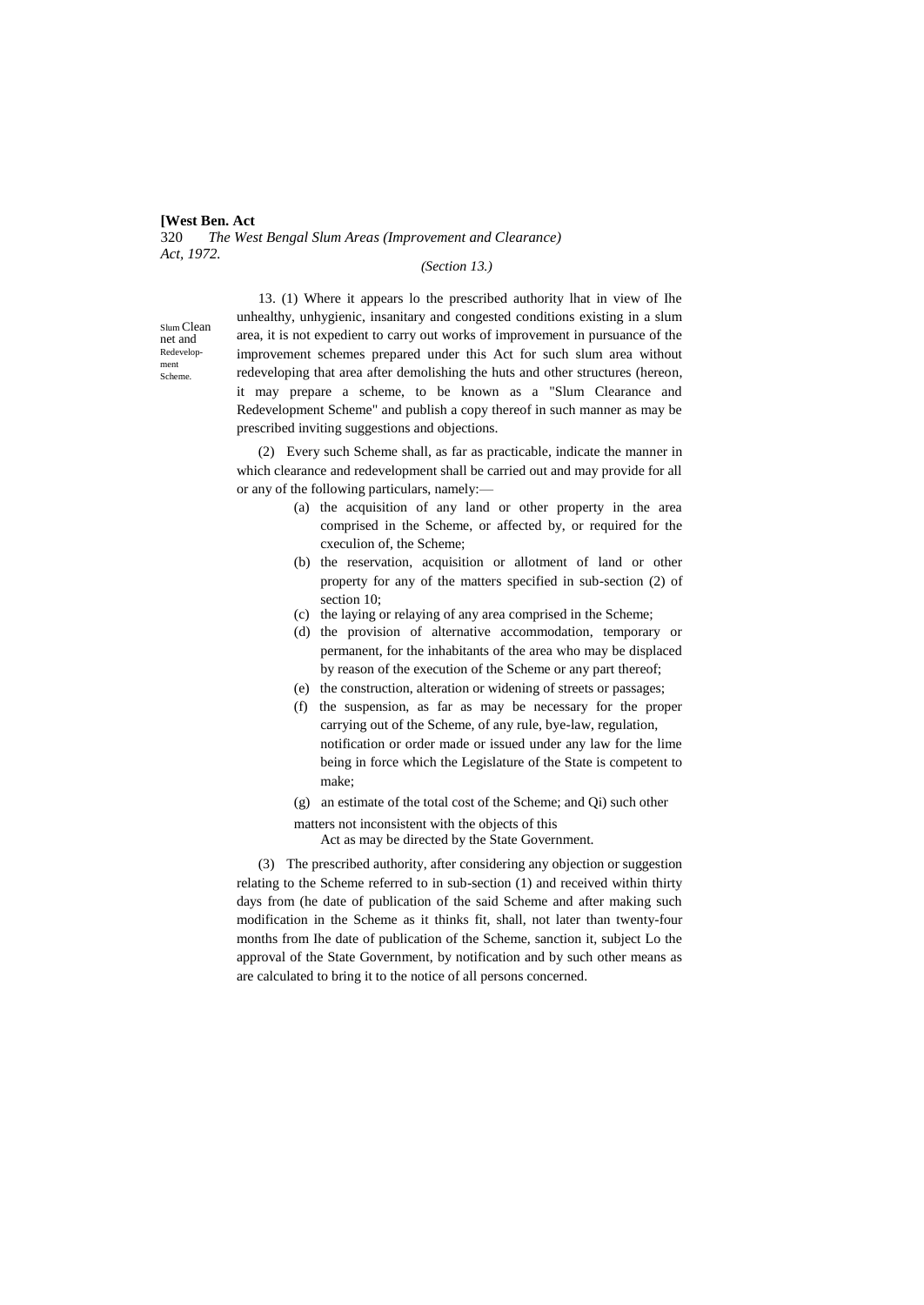*(Section 13.)*

Slum Clearance and Redevelopment Scheme.

13. (1) Where it appears lo the prescribed authority lhat in view of Ihe unhealthy, unhygienic, insanitary and congested conditions existing in a slum area, it is not expedient to carry out works of improvement in pursuance of the improvement schemes prepared under this Act for such slum area without redeveloping that area after demolishing the huts and other structures (hereon, it may prepare a scheme, to be known as a "Slum Clearance and Redevelopment Scheme" and publish a copy thereof in such manner as may be prescribed inviting suggestions and objections.

(2) Every such Scheme shall, as far as practicable, indicate the manner in which clearance and redevelopment shall be carried out and may provide for all or any of the following particulars, namely:—

- (a) the acquisition of any land or other property in the area comprised in the Scheme, or affected by, or required for the cxeculion of, the Scheme;
- (b) the reservation, acquisition or allotment of land or other property for any of the matters specified in sub-section (2) of section 10;
- (c) the laying or relaying of any area comprised in the Scheme;
- (d) the provision of alternative accommodation, temporary or permanent, for the inhabitants of the area who may be displaced by reason of the execution of the Scheme or any part thereof;
- (e) the construction, alteration or widening of streets or passages;
- (f) the suspension, as far as may be necessary for the proper carrying out of the Scheme, of any rule, bye-law, regulation, notification or order made or issued under any law for the lime being in force which the Legislature of the State is competent to make;
- (g) an estimate of the total cost of the Scheme; and Qi) such other matters not inconsistent with the objects of this Act as may be directed by the State Government.

(3) The prescribed authority, after considering any objection or suggestion relating to the Scheme referred to in sub-section (1) and received within thirty days from (he date of publication of the said Scheme and after making such modification in the Scheme as it thinks fit, shall, not later than twenty-four months from Ihe date of publication of the Scheme, sanction it, subject Lo the approval of the State Government, by notification and by such other means as are calculated to bring it to the notice of all persons concerned.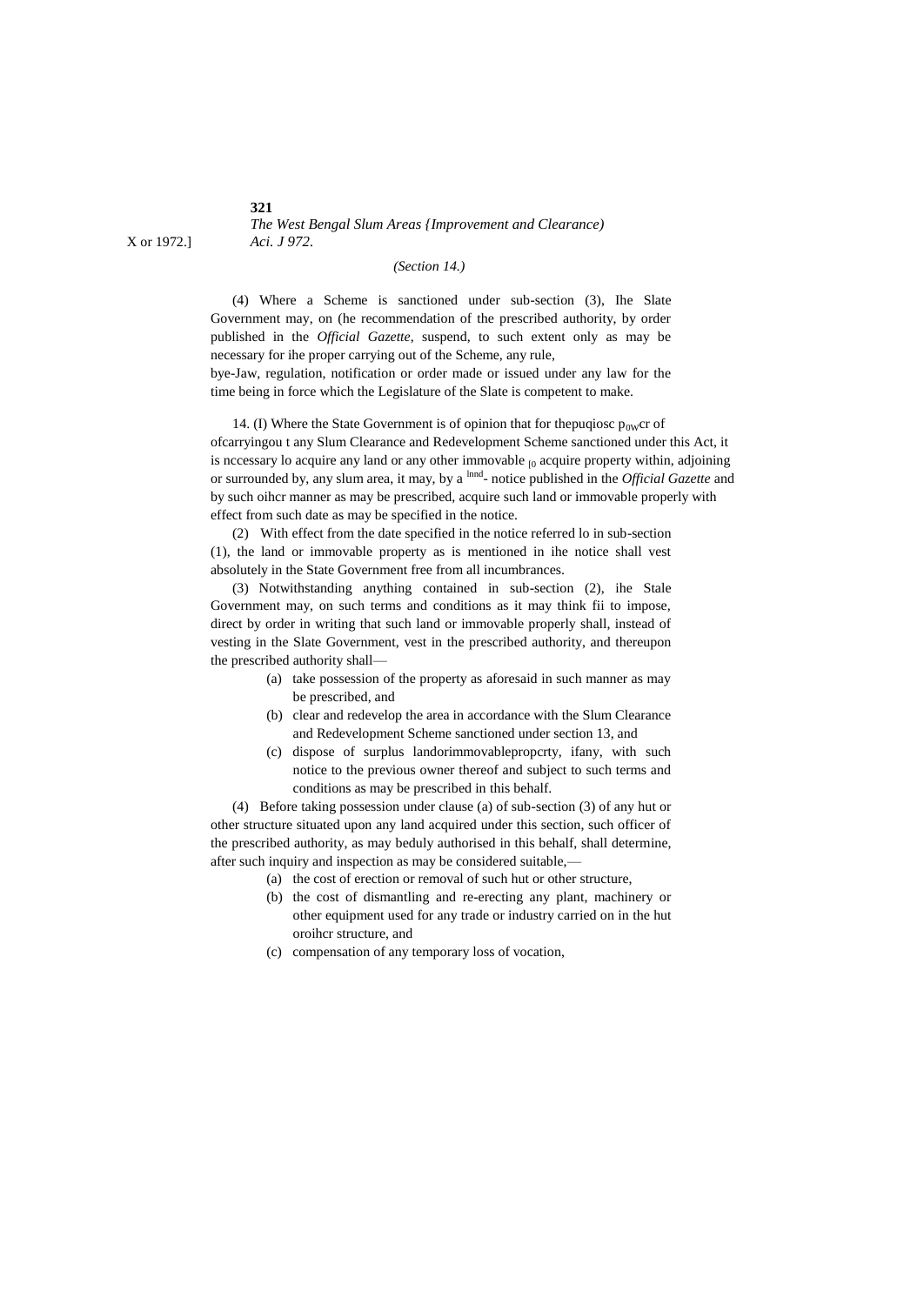*(Section 14.)*

(4) Where a Scheme is sanctioned under sub-section (3), Ihe Slate Government may, on (he recommendation of the prescribed authority, by order published in the *Official Gazette*, suspend, to such extent only as may be necessary for ihe proper carrying out of the Scheme, any rule, bye-Jaw, regulation, notification or order made or issued under any law for the time being in force which the Legislature of the Slate is competent to make.

14. (I) Where the State Government is of opinion that for thepuqiosc of ofcarryingou t any Slum Clearance and Redevelopment Scheme sanctioned under this Act, it is nccessary lo acquire any land or any other immovable property within, adjoining or surrounded by, any slum area, it may, by a notice published in the *Official Gazette* and by such oihcr manner as may be prescribed, acquire such land or immovable properly with effect from such date as may be specified in the notice.

(2) With effect from the date specified in the notice referred lo in sub-section (1), the land or immovable property as is mentioned in ihe notice shall vest absolutely in the State Government free from all incumbrances.

(3) Notwithstanding anything contained in sub-section (2), ihe Stale Government may, on such terms and conditions as it may think fii to impose, direct by order in writing that such land or immovable properly shall, instead of vesting in the Slate Government, vest in the prescribed authority, and thereupon the prescribed authority shall—

- (a) take possession of the property as aforesaid in such manner as may be prescribed, and
- (b) clear and redevelop the area in accordance with the Slum Clearance and Redevelopment Scheme sanctioned under section 13, and
- (c) dispose of surplus landorimmovablepropcrty, ifany, with such notice to the previous owner thereof and subject to such terms and conditions as may be prescribed in this behalf.

(4) Before taking possession under clause (a) of sub-section (3) of any hut or other structure situated upon any land acquired under this section, such officer of the prescribed authority, as may beduly authorised in this behalf, shall determine, after such inquiry and inspection as may be considered suitable,—

- (a) the cost of erection or removal of such hut or other structure,
- (b) the cost of dismantling and re-erecting any plant, machinery or other equipment used for any trade or industry carried on in the hut oroihcr structure, and
- (c) compensation of any temporary loss of vocation,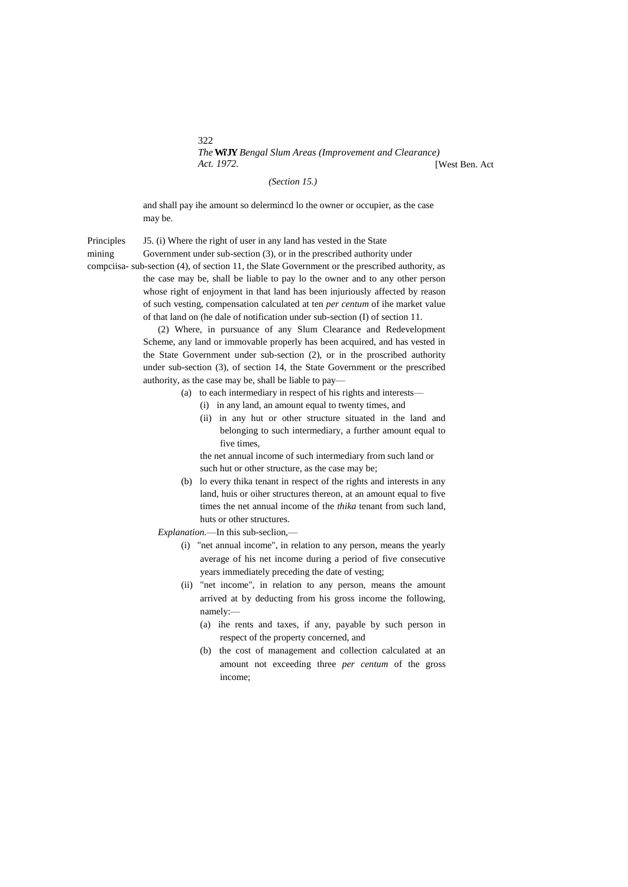*(Section 15.)*

and shall pay ihe amount so delermincd lo the owner or occupier, as the case may be.

Principles mining compciisa-

J5. (i) Where the right of user in any land has vested in the State Government under sub-section (3), or in the prescribed authority under sub-section (4), of section 11, the Slate Government or the prescribed authority, as the case may be, shall be liable to pay lo the owner and to any other person whose right of enjoyment in that land has been injuriously affected by reason of such vesting, compensation calculated at ten *per centum* of ihe market value of that land on (he dale of notification under sub-section (I) of section 11.

(2) Where, in pursuance of any Slum Clearance and Redevelopment Scheme, any land or immovable properly has been acquired, and has vested in the State Government under sub-section (2), or in the proscribed authority under sub-section (3), of section 14, the State Government or the prescribed authority, as the case may be, shall be liable to pay—

(a) to each intermediary in respect of his rights and interests—

(i) in any land, an amount equal to twenty times, and

(ii) in any hut or other structure situated in the land and belonging to such intermediary, a further amount equal to five times,

the net annual income of such intermediary from such land or such hut or other structure, as the case may be;

(b) lo every thika tenant in respect of the rights and interests in any land, huis or oiher structures thereon, at an amount equal to five times the net annual income of the *thika* tenant from such land, huts or other structures.

*Explanation.*—In this sub-seclion,—

(i) "net annual income", in relation to any person, means the yearly average of his net income during a period of five consecutive years immediately preceding the date of vesting;

(ii) "net income", in relation to any person, means the amount arrived at by deducting from his gross income the following, namely:—

(a) ihe rents and taxes, if any, payable by such person in respect of the property concerned, and

(b) the cost of management and collection calculated at an amount not exceeding three *per centum* of the gross income;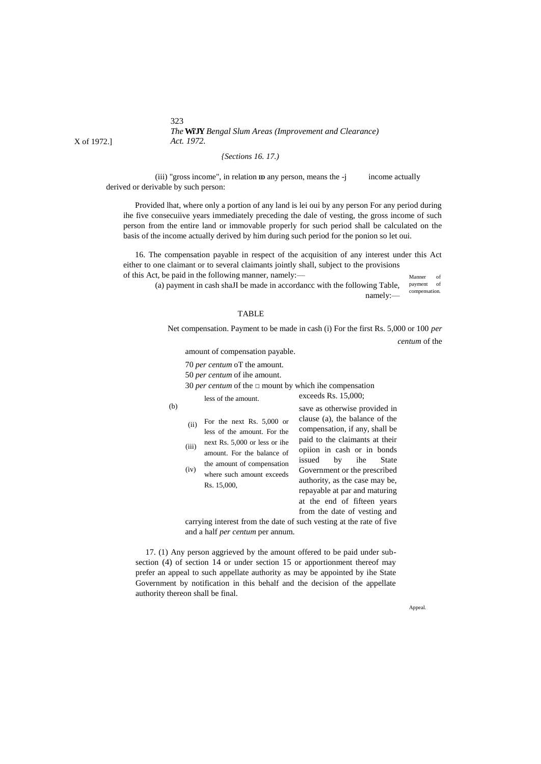*{Sections 16. 17.)*

(iii) "gross income", in relation ID any person, means the -j income actually derived or derivable by such person:

Provided lhat, where only a portion of any land is lei oui by any person For any period during ihe five consecuiive years immediately preceding the dale of vesting, the gross income of such person from the entire land or immovable properly for such period shall be calculated on the basis of the income actually derived by him during such period for the ponion so let oui.

Manner of payment of compensation.

16. The compensation payable in respect of the acquisition of any interest under this Act either to one claimant or to several claimants jointly shall, subject to the provisions of this Act, be paid in the following manner, namely:—

(a) payment in cash shaJI be made in accordancc with the following Table, namely:—

TABLE

| Net compensation. | Payment to be made in cash |
|---|---|
| (i) For the first Rs. 5,000 or less of the amount. | 100 *per centum* of the amount of compensation payable. |
| (ii) For the next Rs. 5,000 or less of the amount. | 70 *per centum* oT the amount. |
| (iii) For the next Rs. 5,000 or less or ihe amount. | 50 *per centum* of ihe amount. |
| (iv) For the balance of the amount of compensation where such amount exceeds Rs. 15,000, | 30 *per centum* of the □ mount by which ihe compensation exceeds Rs. 15,000; |

(b) save as otherwise provided in clause (a), the balance of the compensation, if any, shall be paid to the claimants at their opiion in cash or in bonds issued by ihe State Government or the prescribed authority, as the case may be, repayable at par and maturing at the end of fifteen years from the date of vesting and carrying interest from the date of such vesting at the rate of five and a half *per centum* per annum.

Appeal.

17. (1) Any person aggrieved by the amount offered to be paid under sub-section (4) of section 14 or under section 15 or apportionment thereof may prefer an appeal to such appellate authority as may be appointed by ihe State Government by notification in this behalf and the decision of the appellate authority thereon shall be final.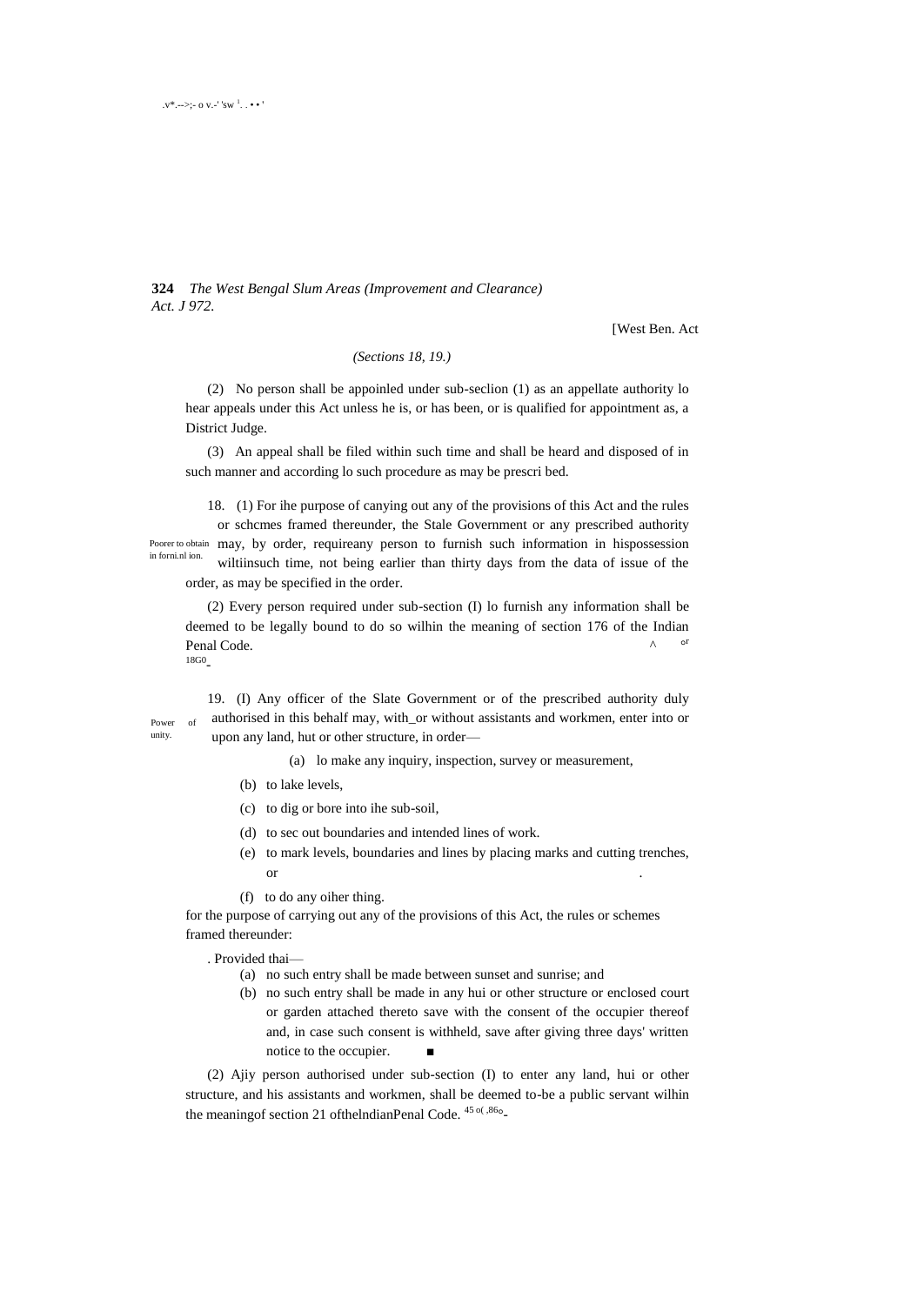[West Ben. Act

*(Sections 18, 19.)*

(2) No person shall be appoinled under sub-seclion (1) as an appellate authority lo hear appeals under this Act unless he is, or has been, or is qualified for appointment as, a District Judge.

(3) An appeal shall be filed within such time and shall be heard and disposed of in such manner and according lo such procedure as may be prescri bed.

Poorer to obtain in forni.nl ion.

18. (1) For ihe purpose of canying out any of the provisions of this Act and the rules or schcmes framed thereunder, the Stale Government or any prescribed authority may, by order, requireany person to furnish such information in hispossession wiltiinsuch time, not being earlier than thirty days from the data of issue of the order, as may be specified in the order.

(2) Every person required under sub-section (I) lo furnish any information shall be deemed to be legally bound to do so wilhin the meaning of section 176 of the Indian Penal Code.

Power of unity.

19. (I) Any officer of the Slate Government or of the prescribed authority duly authorised in this behalf may, with_or without assistants and workmen, enter into or upon any land, hut or other structure, in order—

(a) lo make any inquiry, inspection, survey or measurement,

(b) to lake levels,

(c) to dig or bore into ihe sub-soil,

(d) to sec out boundaries and intended lines of work.

(e) to mark levels, boundaries and lines by placing marks and cutting trenches, or

(f) to do any oiher thing.

for the purpose of carrying out any of the provisions of this Act, the rules or schemes framed thereunder:

Provided thai—

(a) no such entry shall be made between sunset and sunrise; and

(b) no such entry shall be made in any hui or other structure or enclosed court or garden attached thereto save with the consent of the occupier thereof and, in case such consent is withheld, save after giving three days' written notice to the occupier.

(2) Ajiy person authorised under sub-section (I) to enter any land, hui or other structure, and his assistants and workmen, shall be deemed to-be a public servant wilhin the meaningof section 21 ofthelndianPenal Code.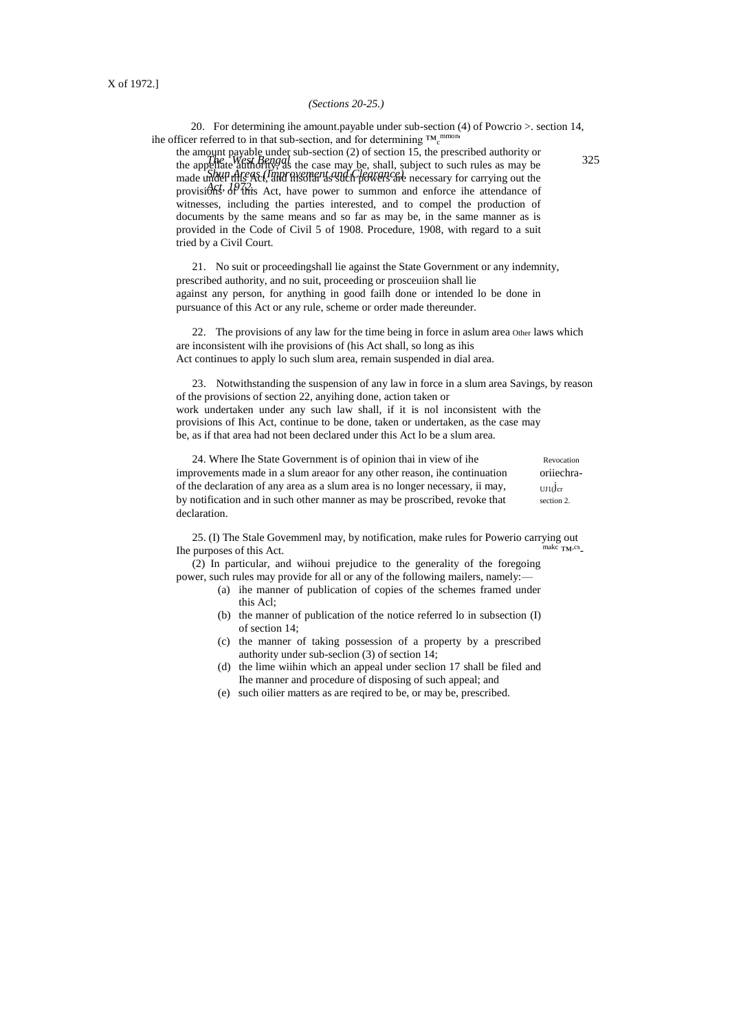*(Sections 20-25.)*

20. For determining ihe amount.payable under sub-section (4) of Powcrio >. section 14, ihe officer referred to in that sub-section, and for determining ™c mmon the amount payable under sub-section (2) of section 15, the prescribed authority or the appellate authority, as the case may be, shall, subject to such rules as may be made under this Act, and insofar as such powers are necessary for carrying out the provisions of this Act, have power to summon and enforce ihe attendance of witnesses, including the parties interested, and to compel the production of documents by the same means and so far as may be, in the same manner as is provided in the Code of Civil 5 of 1908. Procedure, 1908, with regard to a suit tried by a Civil Court.

21. No suit or proceedingshall lie against the State Government or any indemnity, prescribed authority, and no suit, proceeding or prosceuiion shall lie against any person, for anything in good failh done or intended lo be done in pursuance of this Act or any rule, scheme or order made thereunder.

22. The provisions of any law for the time being in force in aslum area Other laws which are inconsistent wilh ihe provisions of (his Act shall, so long as ihis Act continues to apply lo such slum area, remain suspended in dial area.

23. Notwithstanding the suspension of any law in force in a slum area Savings, by reason of the provisions of section 22, anyihing done, action taken or work undertaken under any such law shall, if it is nol inconsistent with the provisions of Ihis Act, continue to be done, taken or undertaken, as the case may be, as if that area had not been declared under this Act lo be a slum area.

24. Where Ihe State Government is of opinion thai in view of ihe improvements made in a slum areaor for any other reason, ihe continuation of the declaration of any area as a slum area is no longer necessary, ii may, by notification and in such other manner as may be proscribed, revoke that declaration.

Revocation oriiechra- UJ1(J cr section 2.

25. (I) The Stale Govemmenl may, by notification, make rules for Powerio carrying out Ihe purposes of this Act. makc TM.cs

(2) In particular, and wiihoui prejudice to the generality of the foregoing power, such rules may provide for all or any of the following mailers, namely:—

(a) ihe manner of publication of copies of the schemes framed under this Acl;

(b) the manner of publication of the notice referred lo in subsection (I) of section 14;

(c) the manner of taking possession of a property by a prescribed authority under sub-seclion (3) of section 14;

(d) the lime wiihin which an appeal under seclion 17 shall be filed and Ihe manner and procedure of disposing of such appeal; and

(e) such oilier matters as are reqired to be, or may be, prescribed.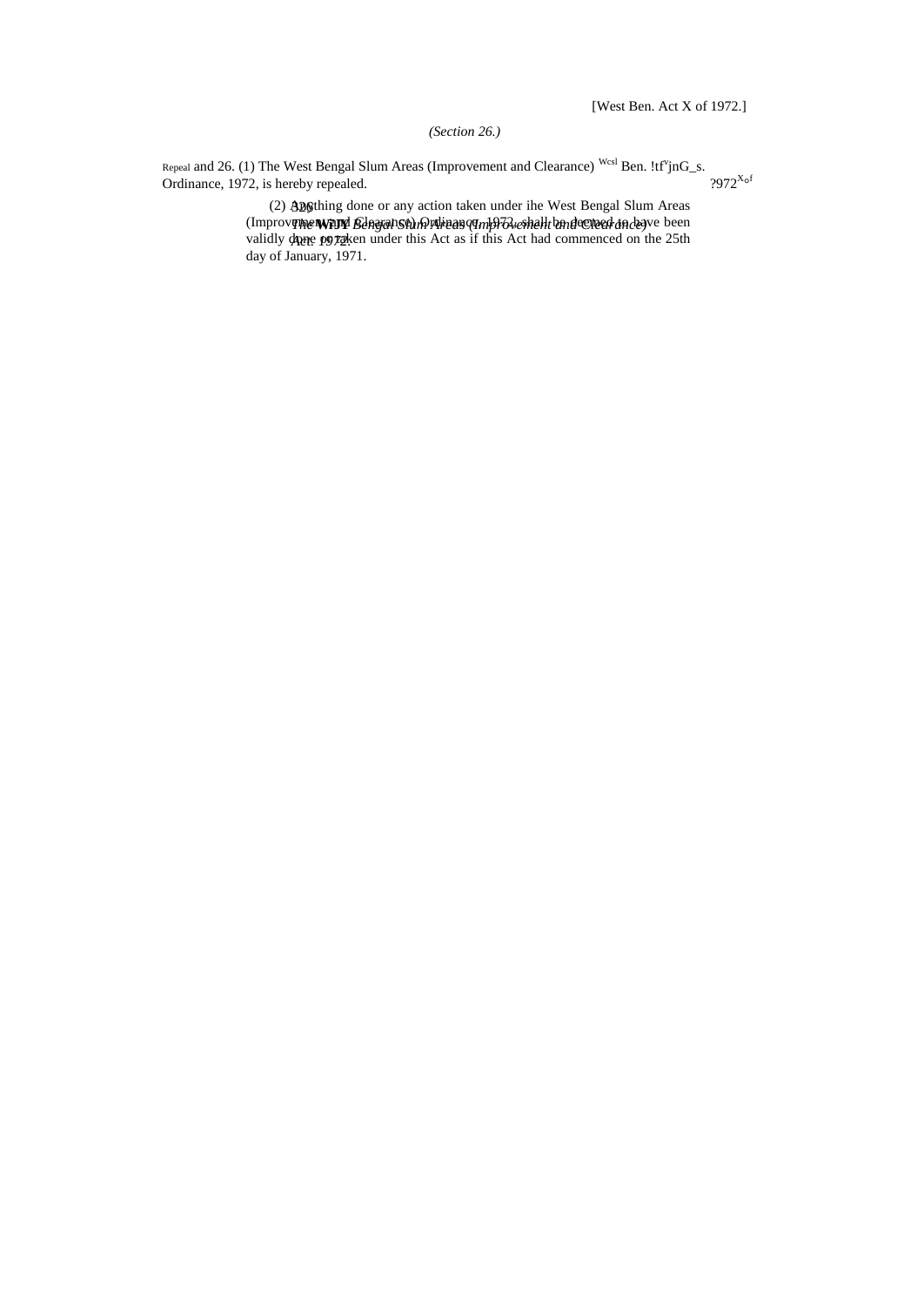*(Section 26.)*

Repeal and 26. (1) The West Bengal Slum Areas (Improvement and Clearance) Wcsl Ben. !tf[v]jnG_s. Ordinance, 1972, is hereby repealed. ?972[Xof]

(2) Anything done or any action taken under ihe West Bengal Slum Areas (Improvement and Clearance) Ordinance, 1972, shall be deemed to have been validly done or taken under this Act as if this Act had commenced on the 25th day of January, 1971.